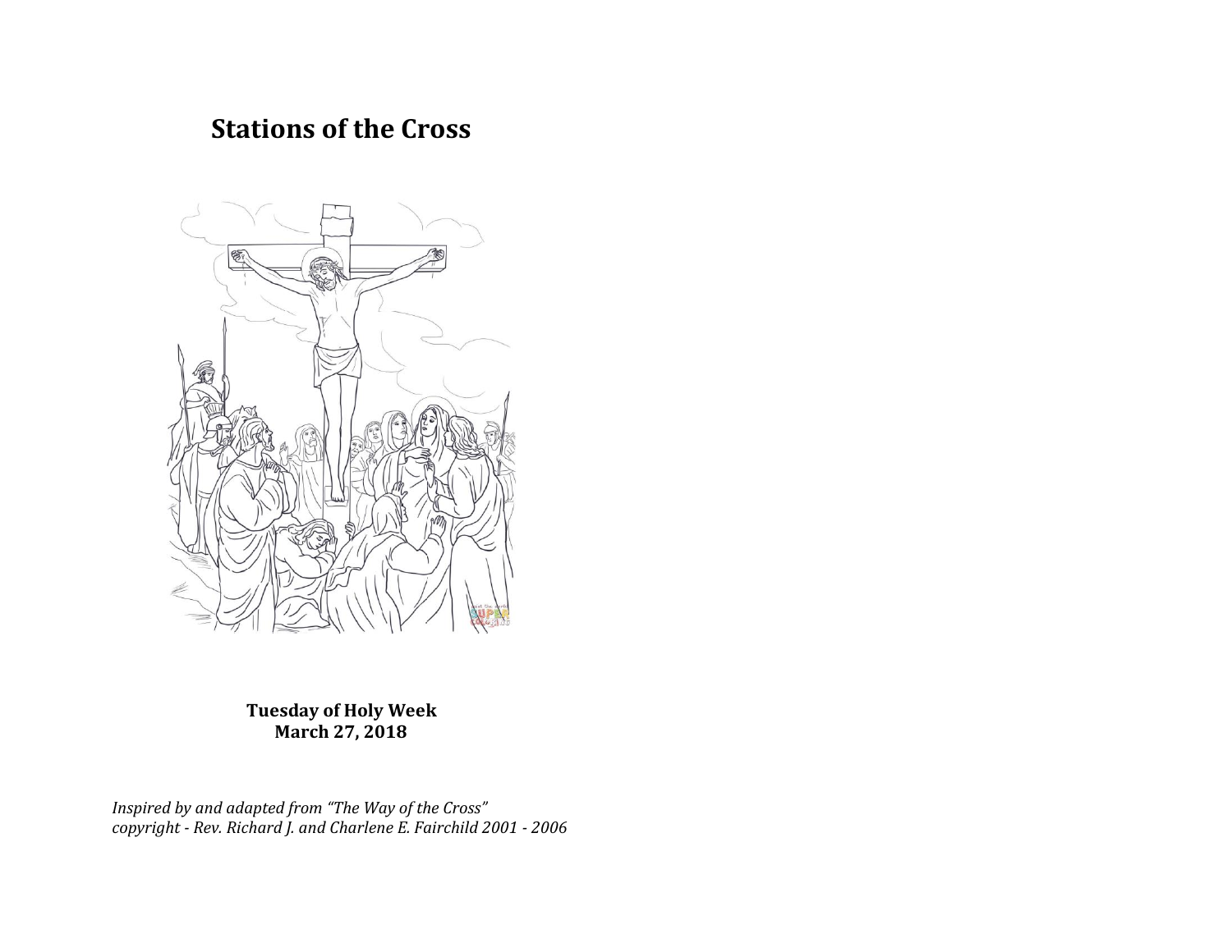# Stations of the Cross

**Tuesday of Holy Week**
**March 27, 2018**

*Inspired by and adapted from "The Way of the Cross"*
*copyright - Rev. Richard J. and Charlene E. Fairchild 2001 - 2006*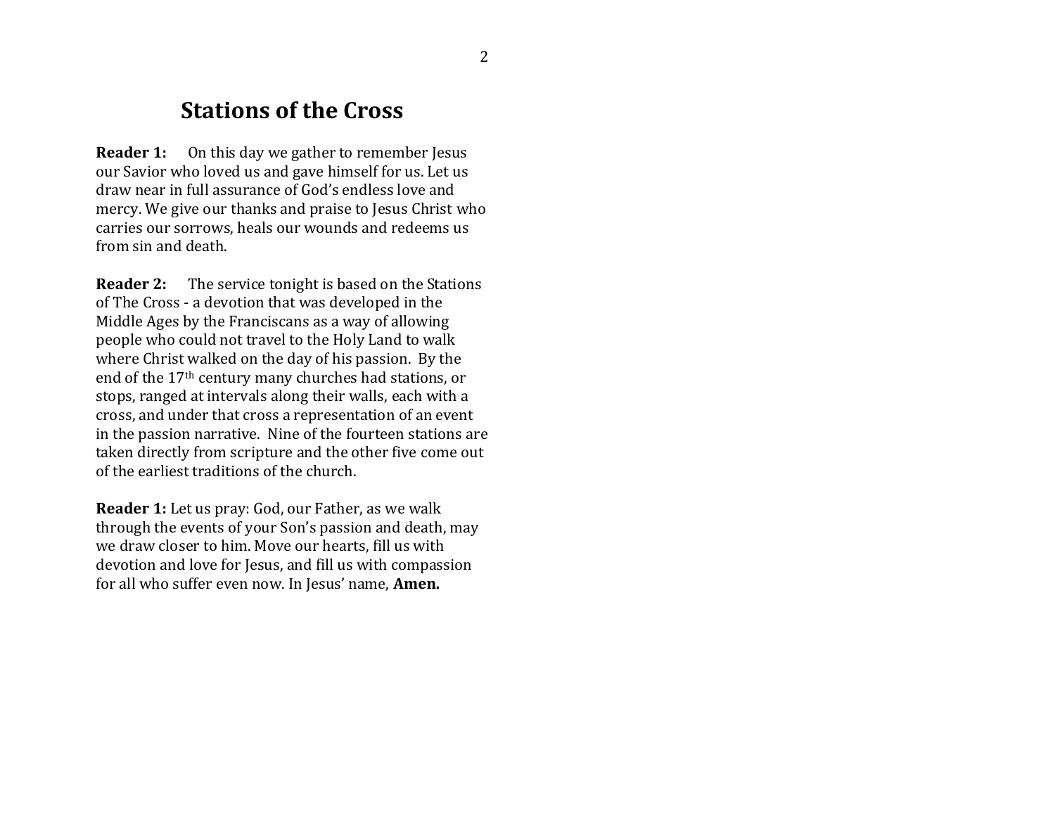# Stations of the Cross

**Reader 1:** On this day we gather to remember Jesus our Savior who loved us and gave himself for us. Let us draw near in full assurance of God's endless love and mercy. We give our thanks and praise to Jesus Christ who carries our sorrows, heals our wounds and redeems us from sin and death.

**Reader 2:** The service tonight is based on the Stations of The Cross - a devotion that was developed in the Middle Ages by the Franciscans as a way of allowing people who could not travel to the Holy Land to walk where Christ walked on the day of his passion. By the end of the 17th century many churches had stations, or stops, ranged at intervals along their walls, each with a cross, and under that cross a representation of an event in the passion narrative. Nine of the fourteen stations are taken directly from scripture and the other five come out of the earliest traditions of the church.

**Reader 1:** Let us pray: God, our Father, as we walk through the events of your Son's passion and death, may we draw closer to him. Move our hearts, fill us with devotion and love for Jesus, and fill us with compassion for all who suffer even now. In Jesus' name, **Amen.**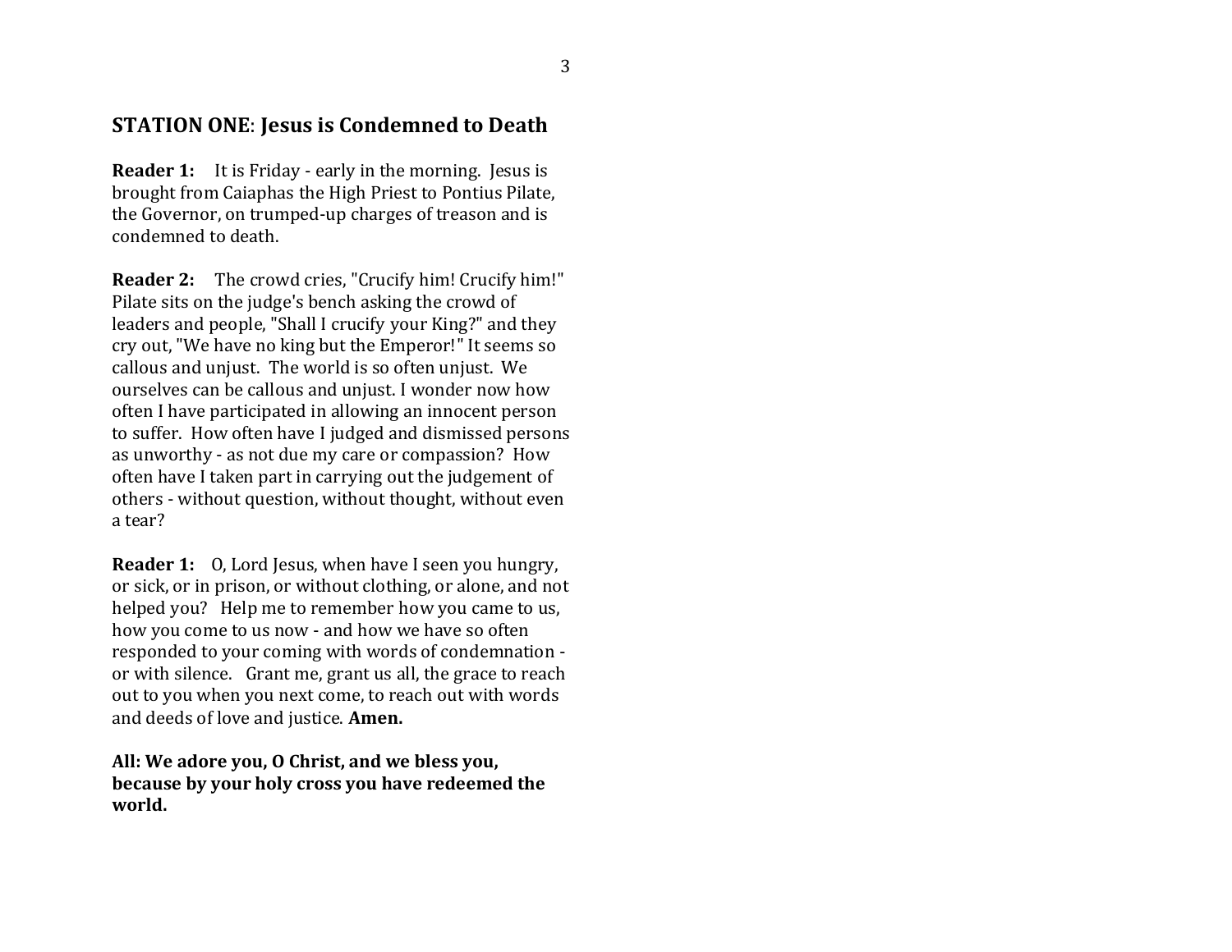## **STATION ONE**: **Jesus is Condemned to Death**

**Reader 1:** It is Friday - early in the morning. Jesus is brought from Caiaphas the High Priest to Pontius Pilate, the Governor, on trumped-up charges of treason and is condemned to death.

**Reader 2:** The crowd cries, "Crucify him! Crucify him!" Pilate sits on the judge's bench asking the crowd of leaders and people, "Shall I crucify your King?" and they cry out, "We have no king but the Emperor!" It seems so callous and unjust. The world is so often unjust. We ourselves can be callous and unjust. I wonder now how often I have participated in allowing an innocent person to suffer. How often have I judged and dismissed persons as unworthy - as not due my care or compassion? How often have I taken part in carrying out the judgement of others - without question, without thought, without even a tear?

**Reader 1:** O, Lord Jesus, when have I seen you hungry, or sick, or in prison, or without clothing, or alone, and not helped you? Help me to remember how you came to us, how you come to us now - and how we have so often responded to your coming with words of condemnation - or with silence. Grant me, grant us all, the grace to reach out to you when you next come, to reach out with words and deeds of love and justice. **Amen.**

**All: We adore you, O Christ, and we bless you, because by your holy cross you have redeemed the world.**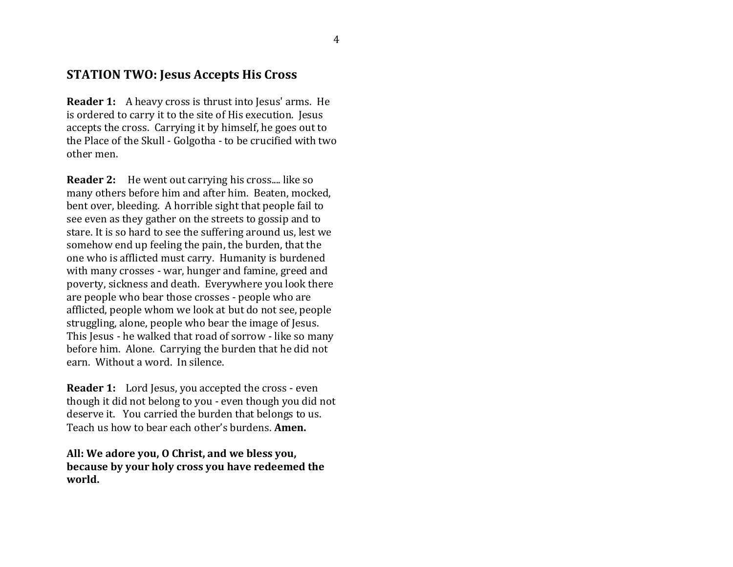## STATION TWO: Jesus Accepts His Cross

**Reader 1:** A heavy cross is thrust into Jesus' arms. He is ordered to carry it to the site of His execution. Jesus accepts the cross. Carrying it by himself, he goes out to the Place of the Skull - Golgotha - to be crucified with two other men.

**Reader 2:** He went out carrying his cross.... like so many others before him and after him. Beaten, mocked, bent over, bleeding. A horrible sight that people fail to see even as they gather on the streets to gossip and to stare. It is so hard to see the suffering around us, lest we somehow end up feeling the pain, the burden, that the one who is afflicted must carry. Humanity is burdened with many crosses - war, hunger and famine, greed and poverty, sickness and death. Everywhere you look there are people who bear those crosses - people who are afflicted, people whom we look at but do not see, people struggling, alone, people who bear the image of Jesus. This Jesus - he walked that road of sorrow - like so many before him. Alone. Carrying the burden that he did not earn. Without a word. In silence.

**Reader 1:** Lord Jesus, you accepted the cross - even though it did not belong to you - even though you did not deserve it. You carried the burden that belongs to us. Teach us how to bear each other's burdens. **Amen.**

**All: We adore you, O Christ, and we bless you, because by your holy cross you have redeemed the world.**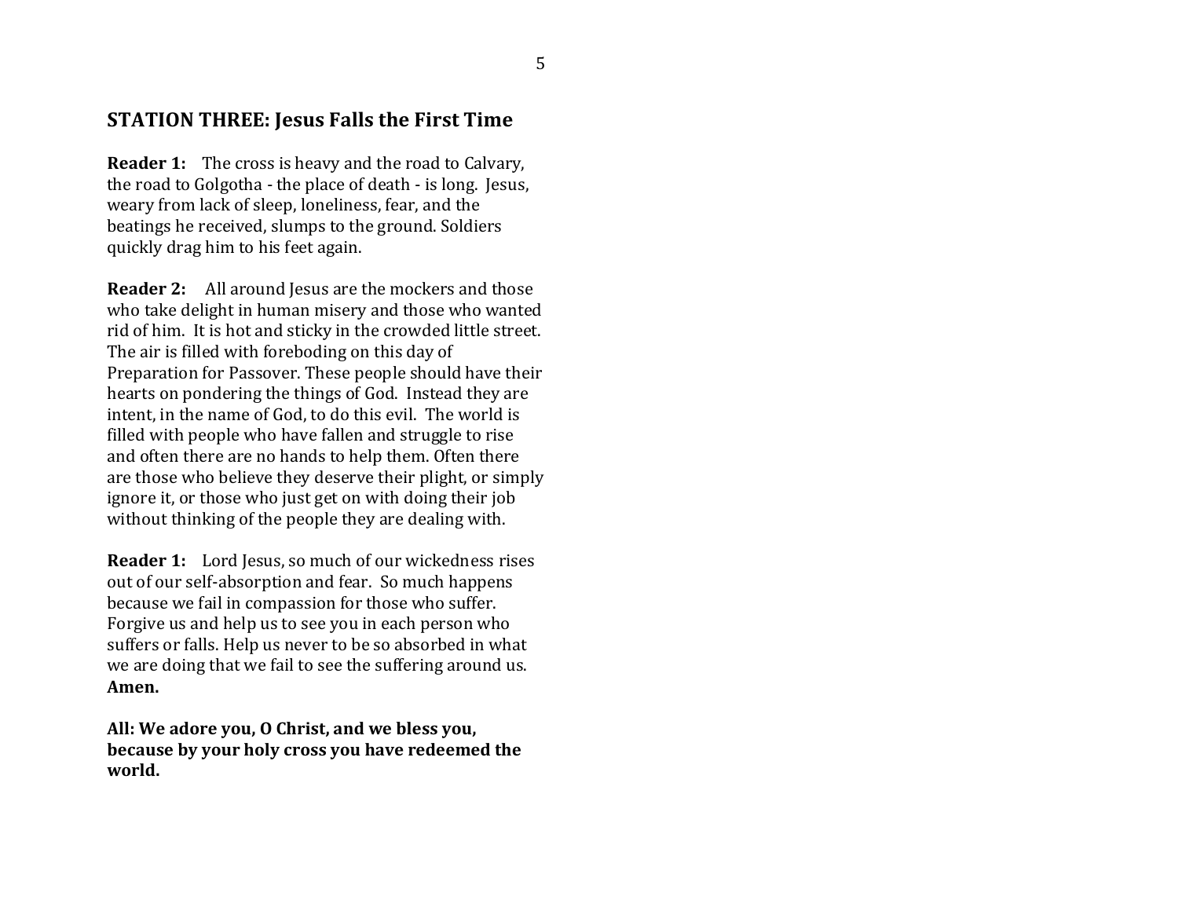## STATION THREE: Jesus Falls the First Time

**Reader 1:** The cross is heavy and the road to Calvary, the road to Golgotha - the place of death - is long. Jesus, weary from lack of sleep, loneliness, fear, and the beatings he received, slumps to the ground. Soldiers quickly drag him to his feet again.

**Reader 2:** All around Jesus are the mockers and those who take delight in human misery and those who wanted rid of him. It is hot and sticky in the crowded little street. The air is filled with foreboding on this day of Preparation for Passover. These people should have their hearts on pondering the things of God. Instead they are intent, in the name of God, to do this evil. The world is filled with people who have fallen and struggle to rise and often there are no hands to help them. Often there are those who believe they deserve their plight, or simply ignore it, or those who just get on with doing their job without thinking of the people they are dealing with.

**Reader 1:** Lord Jesus, so much of our wickedness rises out of our self-absorption and fear. So much happens because we fail in compassion for those who suffer. Forgive us and help us to see you in each person who suffers or falls. Help us never to be so absorbed in what we are doing that we fail to see the suffering around us. **Amen.**

**All: We adore you, O Christ, and we bless you, because by your holy cross you have redeemed the world.**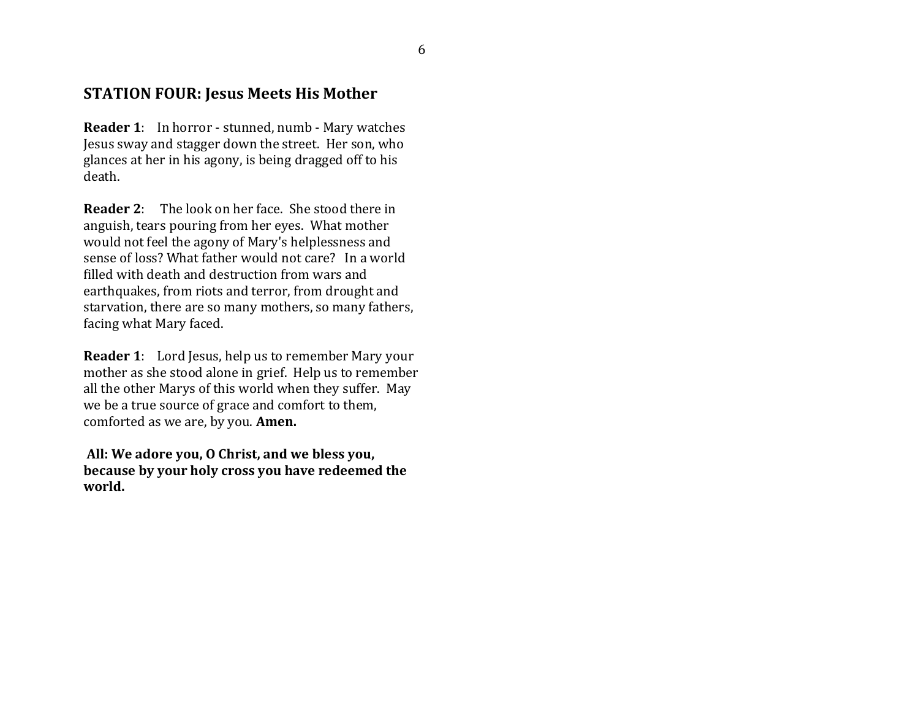## STATION FOUR: Jesus Meets His Mother

**Reader 1**: In horror - stunned, numb - Mary watches Jesus sway and stagger down the street. Her son, who glances at her in his agony, is being dragged off to his death.

**Reader 2**: The look on her face. She stood there in anguish, tears pouring from her eyes. What mother would not feel the agony of Mary's helplessness and sense of loss? What father would not care? In a world filled with death and destruction from wars and earthquakes, from riots and terror, from drought and starvation, there are so many mothers, so many fathers, facing what Mary faced.

**Reader 1**: Lord Jesus, help us to remember Mary your mother as she stood alone in grief. Help us to remember all the other Marys of this world when they suffer. May we be a true source of grace and comfort to them, comforted as we are, by you. **Amen.**

**All: We adore you, O Christ, and we bless you, because by your holy cross you have redeemed the world.**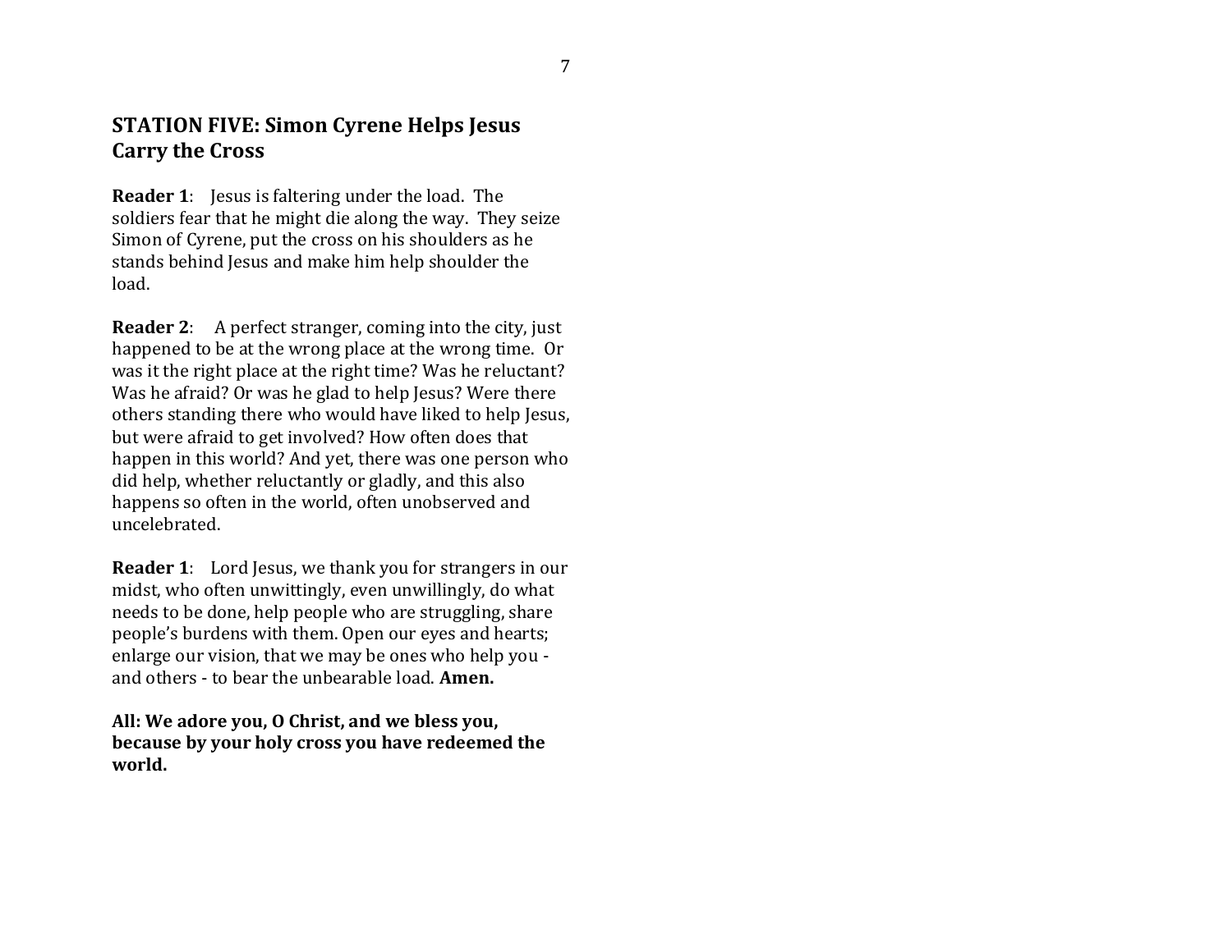## STATION FIVE: Simon Cyrene Helps Jesus Carry the Cross

**Reader 1**: Jesus is faltering under the load. The soldiers fear that he might die along the way. They seize Simon of Cyrene, put the cross on his shoulders as he stands behind Jesus and make him help shoulder the load.

**Reader 2**: A perfect stranger, coming into the city, just happened to be at the wrong place at the wrong time. Or was it the right place at the right time? Was he reluctant? Was he afraid? Or was he glad to help Jesus? Were there others standing there who would have liked to help Jesus, but were afraid to get involved? How often does that happen in this world? And yet, there was one person who did help, whether reluctantly or gladly, and this also happens so often in the world, often unobserved and uncelebrated.

**Reader 1**: Lord Jesus, we thank you for strangers in our midst, who often unwittingly, even unwillingly, do what needs to be done, help people who are struggling, share people's burdens with them. Open our eyes and hearts; enlarge our vision, that we may be ones who help you - and others - to bear the unbearable load. **Amen.**

**All: We adore you, O Christ, and we bless you, because by your holy cross you have redeemed the world.**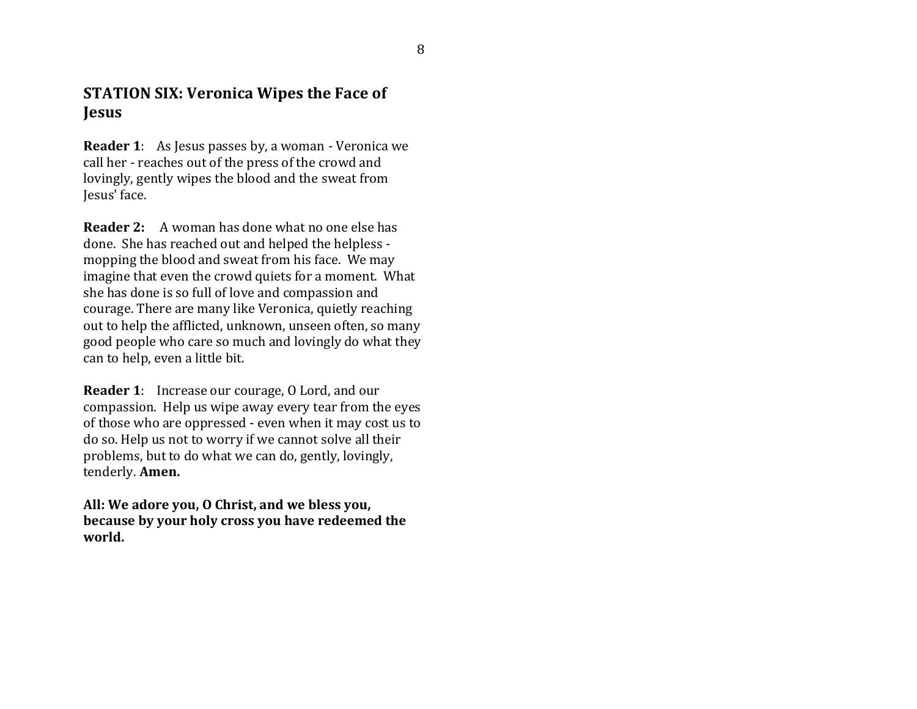## STATION SIX: Veronica Wipes the Face of Jesus

**Reader 1**: As Jesus passes by, a woman - Veronica we call her - reaches out of the press of the crowd and lovingly, gently wipes the blood and the sweat from Jesus' face.

**Reader 2:** A woman has done what no one else has done. She has reached out and helped the helpless - mopping the blood and sweat from his face. We may imagine that even the crowd quiets for a moment. What she has done is so full of love and compassion and courage. There are many like Veronica, quietly reaching out to help the afflicted, unknown, unseen often, so many good people who care so much and lovingly do what they can to help, even a little bit.

**Reader 1**: Increase our courage, O Lord, and our compassion. Help us wipe away every tear from the eyes of those who are oppressed - even when it may cost us to do so. Help us not to worry if we cannot solve all their problems, but to do what we can do, gently, lovingly, tenderly. **Amen.**

**All: We adore you, O Christ, and we bless you, because by your holy cross you have redeemed the world.**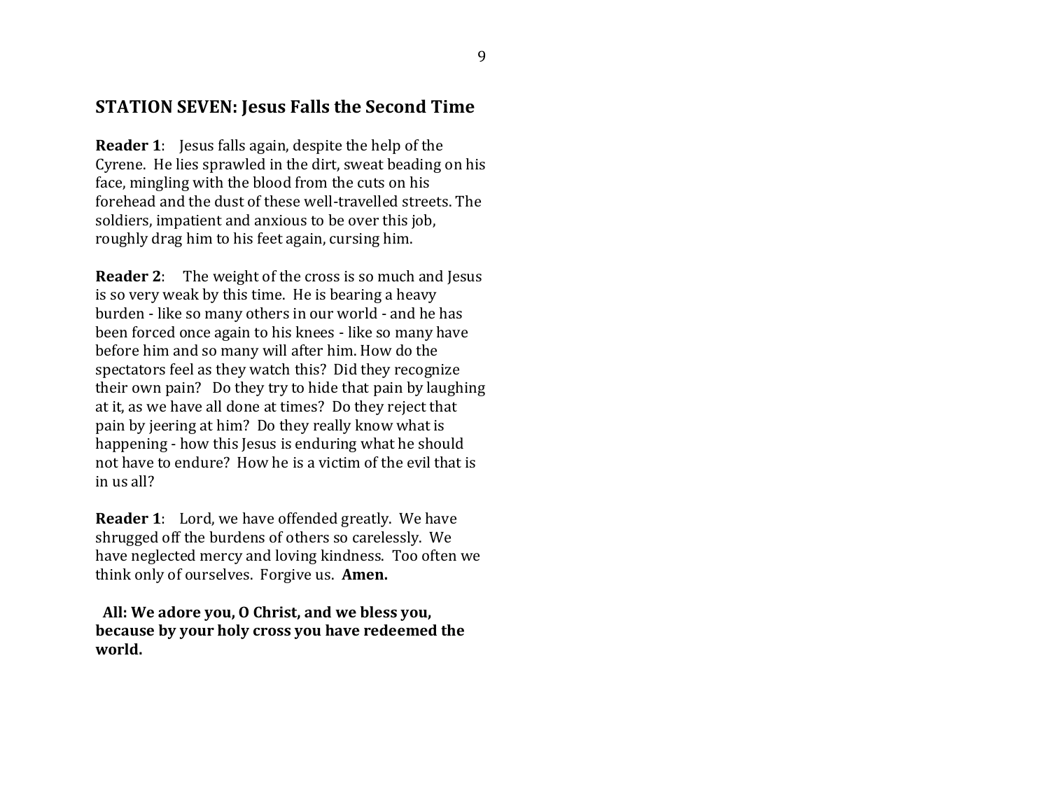## STATION SEVEN: Jesus Falls the Second Time

**Reader 1**: Jesus falls again, despite the help of the Cyrene. He lies sprawled in the dirt, sweat beading on his face, mingling with the blood from the cuts on his forehead and the dust of these well-travelled streets. The soldiers, impatient and anxious to be over this job, roughly drag him to his feet again, cursing him.

**Reader 2**: The weight of the cross is so much and Jesus is so very weak by this time. He is bearing a heavy burden - like so many others in our world - and he has been forced once again to his knees - like so many have before him and so many will after him. How do the spectators feel as they watch this? Did they recognize their own pain? Do they try to hide that pain by laughing at it, as we have all done at times? Do they reject that pain by jeering at him? Do they really know what is happening - how this Jesus is enduring what he should not have to endure? How he is a victim of the evil that is in us all?

**Reader 1**: Lord, we have offended greatly. We have shrugged off the burdens of others so carelessly. We have neglected mercy and loving kindness. Too often we think only of ourselves. Forgive us. **Amen.**

**All: We adore you, O Christ, and we bless you, because by your holy cross you have redeemed the world.**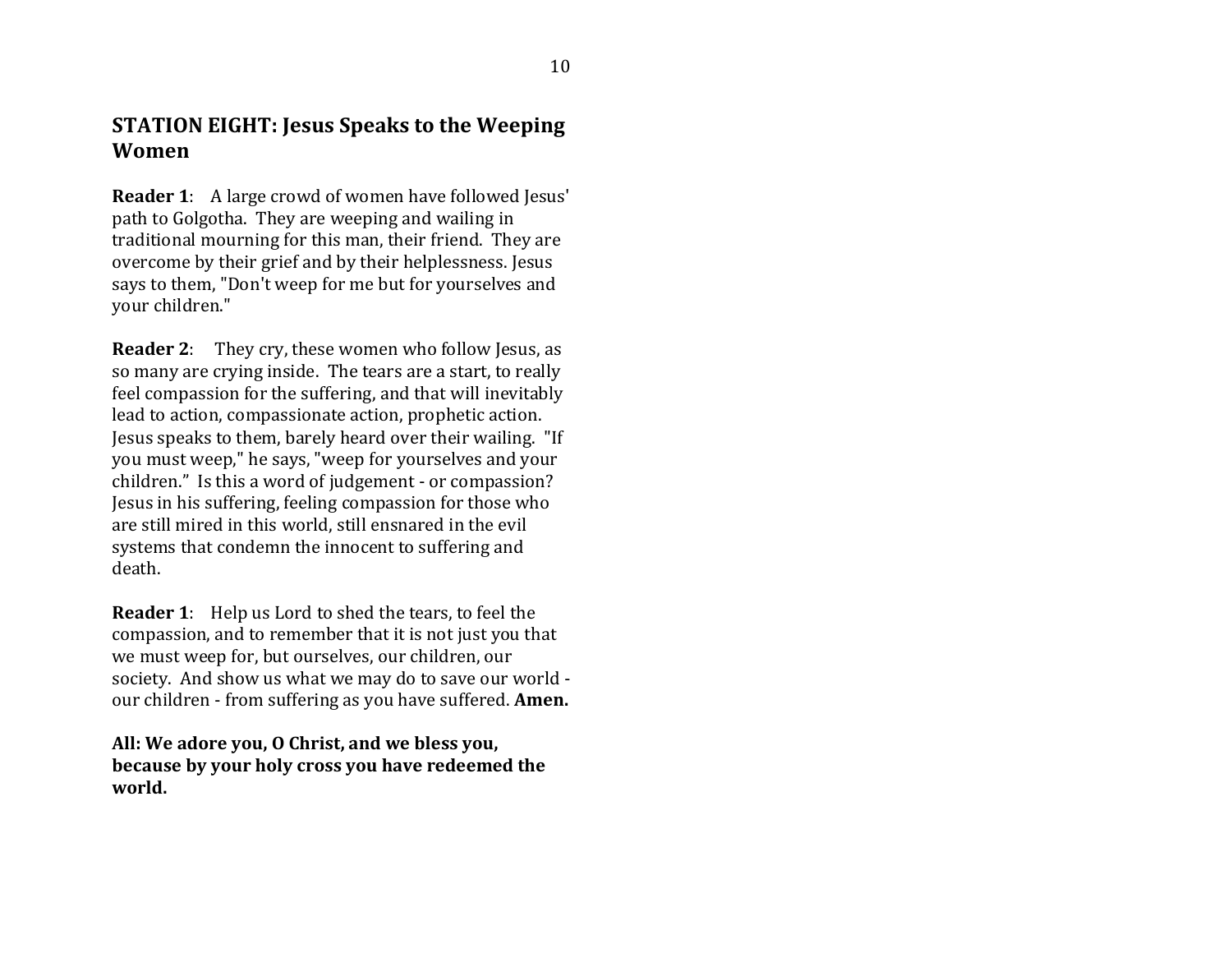## STATION EIGHT: Jesus Speaks to the Weeping Women

**Reader 1**: A large crowd of women have followed Jesus' path to Golgotha. They are weeping and wailing in traditional mourning for this man, their friend. They are overcome by their grief and by their helplessness. Jesus says to them, "Don't weep for me but for yourselves and your children."

**Reader 2**: They cry, these women who follow Jesus, as so many are crying inside. The tears are a start, to really feel compassion for the suffering, and that will inevitably lead to action, compassionate action, prophetic action. Jesus speaks to them, barely heard over their wailing. "If you must weep," he says, "weep for yourselves and your children." Is this a word of judgement - or compassion? Jesus in his suffering, feeling compassion for those who are still mired in this world, still ensnared in the evil systems that condemn the innocent to suffering and death.

**Reader 1**: Help us Lord to shed the tears, to feel the compassion, and to remember that it is not just you that we must weep for, but ourselves, our children, our society. And show us what we may do to save our world - our children - from suffering as you have suffered. **Amen.**

**All: We adore you, O Christ, and we bless you, because by your holy cross you have redeemed the world.**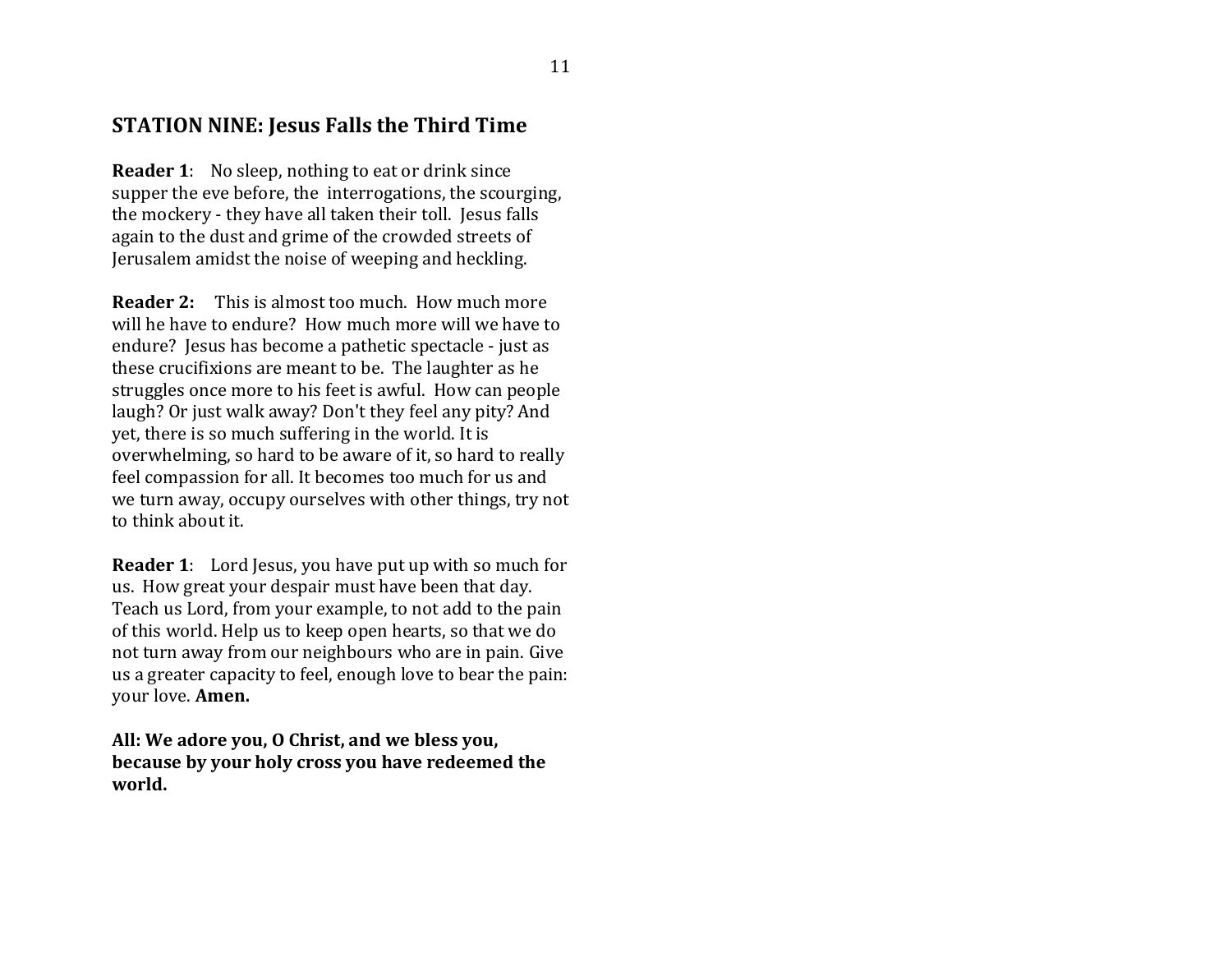## STATION NINE: Jesus Falls the Third Time

**Reader 1**: No sleep, nothing to eat or drink since supper the eve before, the interrogations, the scourging, the mockery - they have all taken their toll. Jesus falls again to the dust and grime of the crowded streets of Jerusalem amidst the noise of weeping and heckling.

**Reader 2:** This is almost too much. How much more will he have to endure? How much more will we have to endure? Jesus has become a pathetic spectacle - just as these crucifixions are meant to be. The laughter as he struggles once more to his feet is awful. How can people laugh? Or just walk away? Don't they feel any pity? And yet, there is so much suffering in the world. It is overwhelming, so hard to be aware of it, so hard to really feel compassion for all. It becomes too much for us and we turn away, occupy ourselves with other things, try not to think about it.

**Reader 1**: Lord Jesus, you have put up with so much for us. How great your despair must have been that day. Teach us Lord, from your example, to not add to the pain of this world. Help us to keep open hearts, so that we do not turn away from our neighbours who are in pain. Give us a greater capacity to feel, enough love to bear the pain: your love. **Amen.**

**All: We adore you, O Christ, and we bless you, because by your holy cross you have redeemed the world.**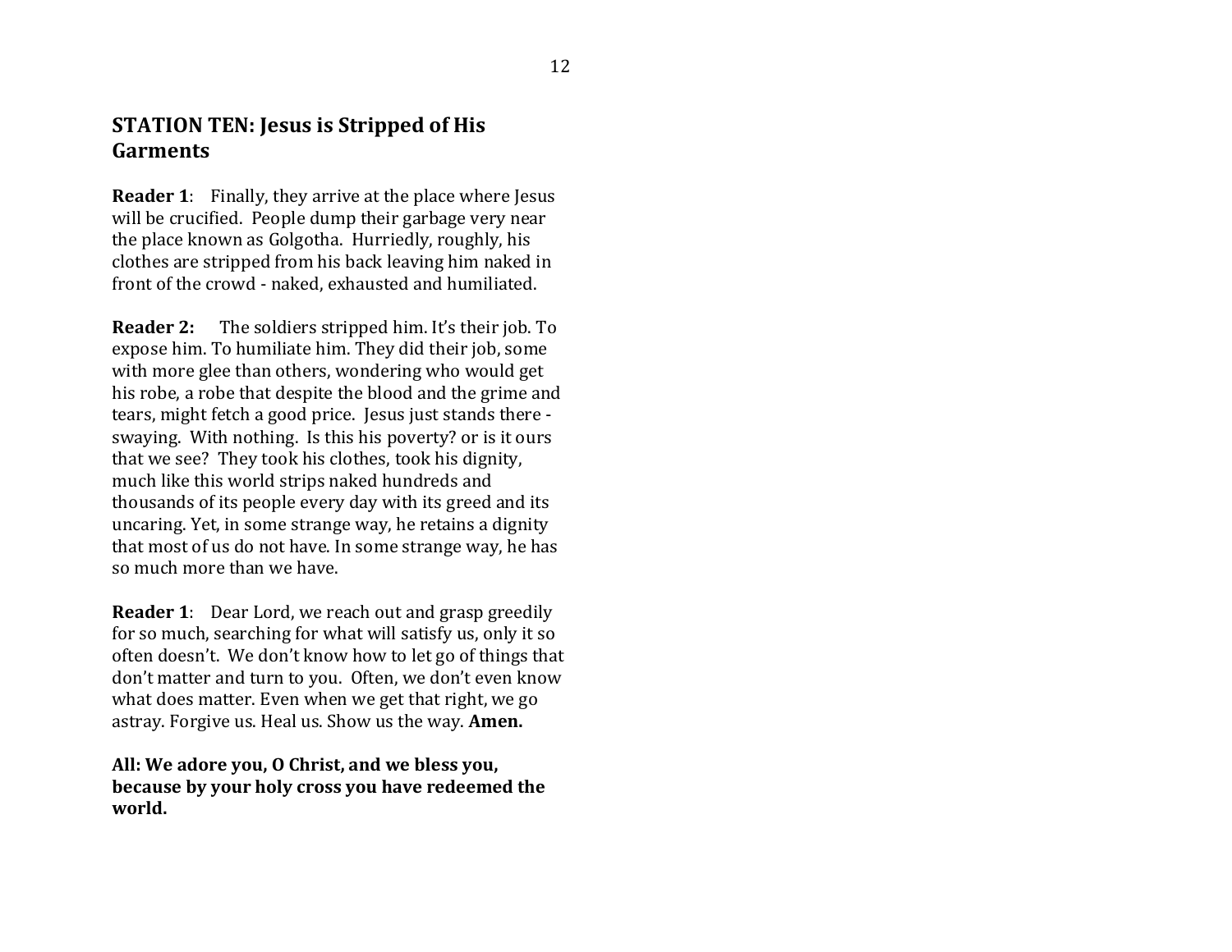## STATION TEN: Jesus is Stripped of His Garments

**Reader 1**: Finally, they arrive at the place where Jesus will be crucified. People dump their garbage very near the place known as Golgotha. Hurriedly, roughly, his clothes are stripped from his back leaving him naked in front of the crowd - naked, exhausted and humiliated.

**Reader 2:** The soldiers stripped him. It's their job. To expose him. To humiliate him. They did their job, some with more glee than others, wondering who would get his robe, a robe that despite the blood and the grime and tears, might fetch a good price. Jesus just stands there - swaying. With nothing. Is this his poverty? or is it ours that we see? They took his clothes, took his dignity, much like this world strips naked hundreds and thousands of its people every day with its greed and its uncaring. Yet, in some strange way, he retains a dignity that most of us do not have. In some strange way, he has so much more than we have.

**Reader 1**: Dear Lord, we reach out and grasp greedily for so much, searching for what will satisfy us, only it so often doesn't. We don't know how to let go of things that don't matter and turn to you. Often, we don't even know what does matter. Even when we get that right, we go astray. Forgive us. Heal us. Show us the way. **Amen.**

**All: We adore you, O Christ, and we bless you, because by your holy cross you have redeemed the world.**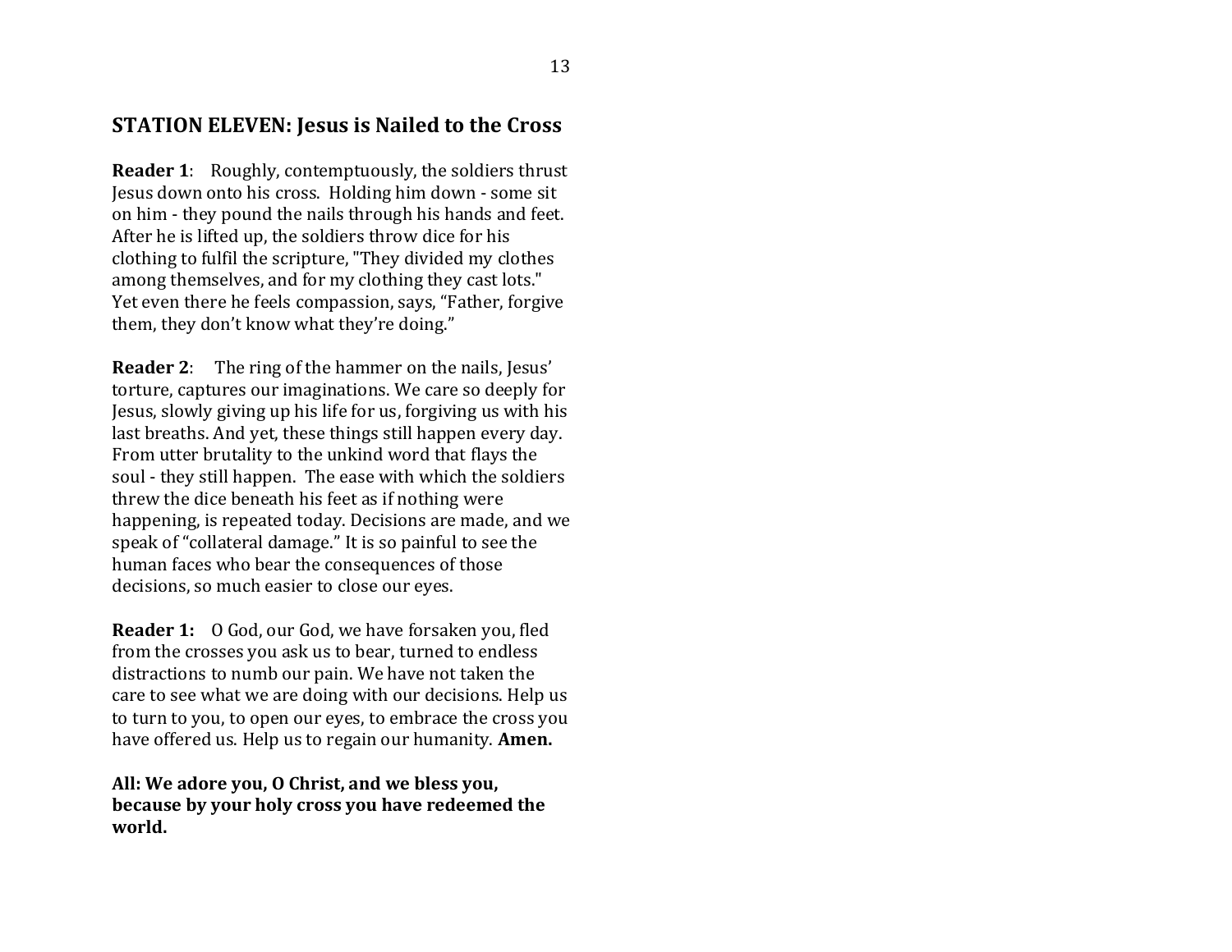## STATION ELEVEN: Jesus is Nailed to the Cross

**Reader 1**: Roughly, contemptuously, the soldiers thrust Jesus down onto his cross. Holding him down - some sit on him - they pound the nails through his hands and feet. After he is lifted up, the soldiers throw dice for his clothing to fulfil the scripture, "They divided my clothes among themselves, and for my clothing they cast lots." Yet even there he feels compassion, says, "Father, forgive them, they don't know what they're doing."

**Reader 2**: The ring of the hammer on the nails, Jesus' torture, captures our imaginations. We care so deeply for Jesus, slowly giving up his life for us, forgiving us with his last breaths. And yet, these things still happen every day. From utter brutality to the unkind word that flays the soul - they still happen. The ease with which the soldiers threw the dice beneath his feet as if nothing were happening, is repeated today. Decisions are made, and we speak of "collateral damage." It is so painful to see the human faces who bear the consequences of those decisions, so much easier to close our eyes.

**Reader 1:** O God, our God, we have forsaken you, fled from the crosses you ask us to bear, turned to endless distractions to numb our pain. We have not taken the care to see what we are doing with our decisions. Help us to turn to you, to open our eyes, to embrace the cross you have offered us. Help us to regain our humanity. **Amen.**

**All: We adore you, O Christ, and we bless you, because by your holy cross you have redeemed the world.**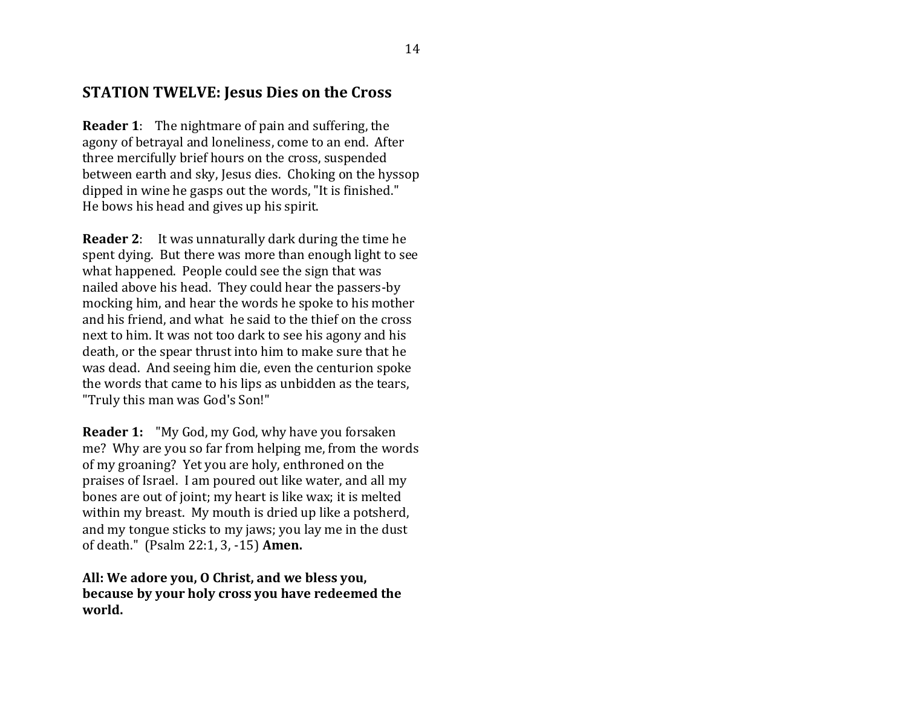## STATION TWELVE: Jesus Dies on the Cross

**Reader 1**: The nightmare of pain and suffering, the agony of betrayal and loneliness, come to an end. After three mercifully brief hours on the cross, suspended between earth and sky, Jesus dies. Choking on the hyssop dipped in wine he gasps out the words, "It is finished." He bows his head and gives up his spirit.

**Reader 2**: It was unnaturally dark during the time he spent dying. But there was more than enough light to see what happened. People could see the sign that was nailed above his head. They could hear the passers-by mocking him, and hear the words he spoke to his mother and his friend, and what he said to the thief on the cross next to him. It was not too dark to see his agony and his death, or the spear thrust into him to make sure that he was dead. And seeing him die, even the centurion spoke the words that came to his lips as unbidden as the tears, "Truly this man was God's Son!"

**Reader 1:** "My God, my God, why have you forsaken me? Why are you so far from helping me, from the words of my groaning? Yet you are holy, enthroned on the praises of Israel. I am poured out like water, and all my bones are out of joint; my heart is like wax; it is melted within my breast. My mouth is dried up like a potsherd, and my tongue sticks to my jaws; you lay me in the dust of death." (Psalm 22:1, 3, -15) **Amen.**

**All: We adore you, O Christ, and we bless you, because by your holy cross you have redeemed the world.**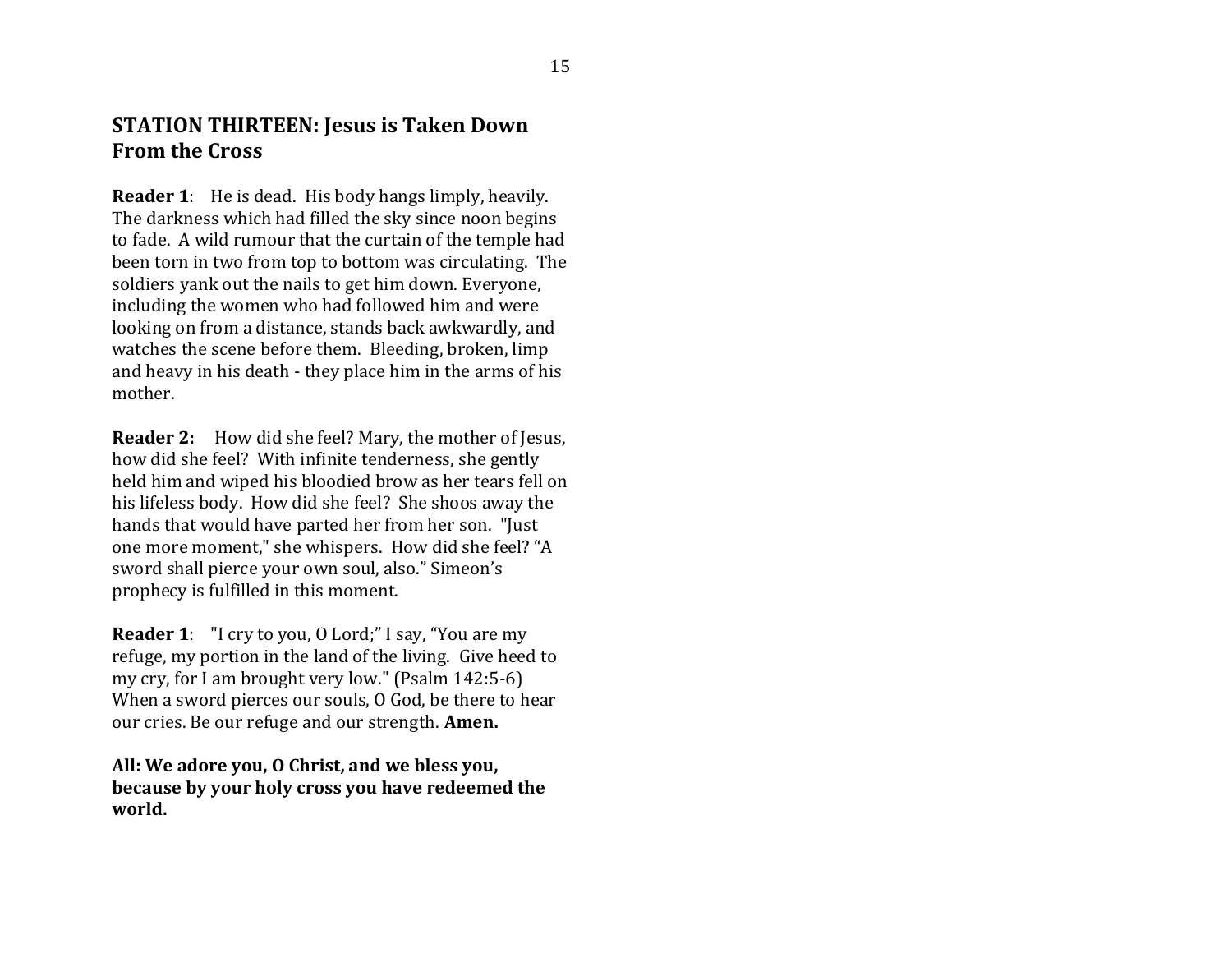## STATION THIRTEEN: Jesus is Taken Down From the Cross

**Reader 1**: He is dead. His body hangs limply, heavily. The darkness which had filled the sky since noon begins to fade. A wild rumour that the curtain of the temple had been torn in two from top to bottom was circulating. The soldiers yank out the nails to get him down. Everyone, including the women who had followed him and were looking on from a distance, stands back awkwardly, and watches the scene before them. Bleeding, broken, limp and heavy in his death - they place him in the arms of his mother.

**Reader 2:** How did she feel? Mary, the mother of Jesus, how did she feel? With infinite tenderness, she gently held him and wiped his bloodied brow as her tears fell on his lifeless body. How did she feel? She shoos away the hands that would have parted her from her son. "Just one more moment," she whispers. How did she feel? "A sword shall pierce your own soul, also." Simeon's prophecy is fulfilled in this moment.

**Reader 1**: "I cry to you, O Lord;" I say, "You are my refuge, my portion in the land of the living. Give heed to my cry, for I am brought very low." (Psalm 142:5-6) When a sword pierces our souls, O God, be there to hear our cries. Be our refuge and our strength. **Amen.**

**All: We adore you, O Christ, and we bless you, because by your holy cross you have redeemed the world.**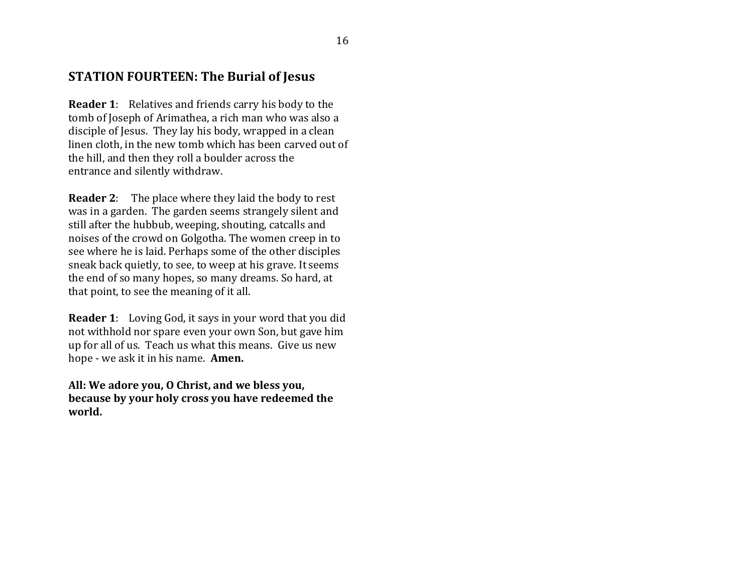## STATION FOURTEEN: The Burial of Jesus

**Reader 1**: Relatives and friends carry his body to the tomb of Joseph of Arimathea, a rich man who was also a disciple of Jesus. They lay his body, wrapped in a clean linen cloth, in the new tomb which has been carved out of the hill, and then they roll a boulder across the entrance and silently withdraw.

**Reader 2**: The place where they laid the body to rest was in a garden. The garden seems strangely silent and still after the hubbub, weeping, shouting, catcalls and noises of the crowd on Golgotha. The women creep in to see where he is laid. Perhaps some of the other disciples sneak back quietly, to see, to weep at his grave. It seems the end of so many hopes, so many dreams. So hard, at that point, to see the meaning of it all.

**Reader 1**: Loving God, it says in your word that you did not withhold nor spare even your own Son, but gave him up for all of us. Teach us what this means. Give us new hope - we ask it in his name. **Amen.**

**All: We adore you, O Christ, and we bless you, because by your holy cross you have redeemed the world.**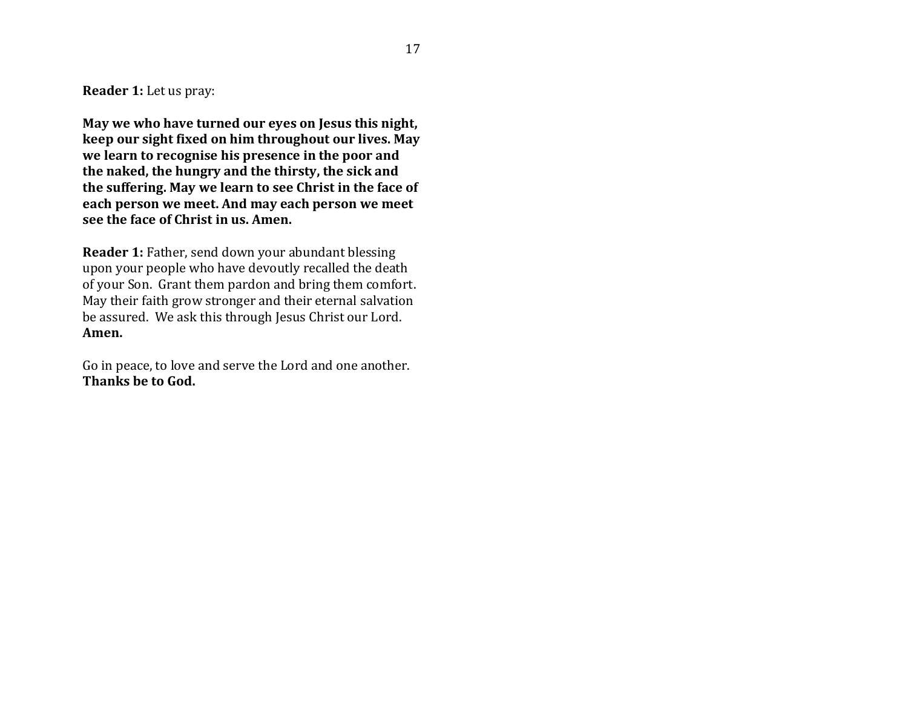**Reader 1:** Let us pray:

**May we who have turned our eyes on Jesus this night, keep our sight fixed on him throughout our lives. May we learn to recognise his presence in the poor and the naked, the hungry and the thirsty, the sick and the suffering. May we learn to see Christ in the face of each person we meet. And may each person we meet see the face of Christ in us. Amen.**

**Reader 1:** Father, send down your abundant blessing upon your people who have devoutly recalled the death of your Son. Grant them pardon and bring them comfort. May their faith grow stronger and their eternal salvation be assured. We ask this through Jesus Christ our Lord.
**Amen.**

Go in peace, to love and serve the Lord and one another.
**Thanks be to God.**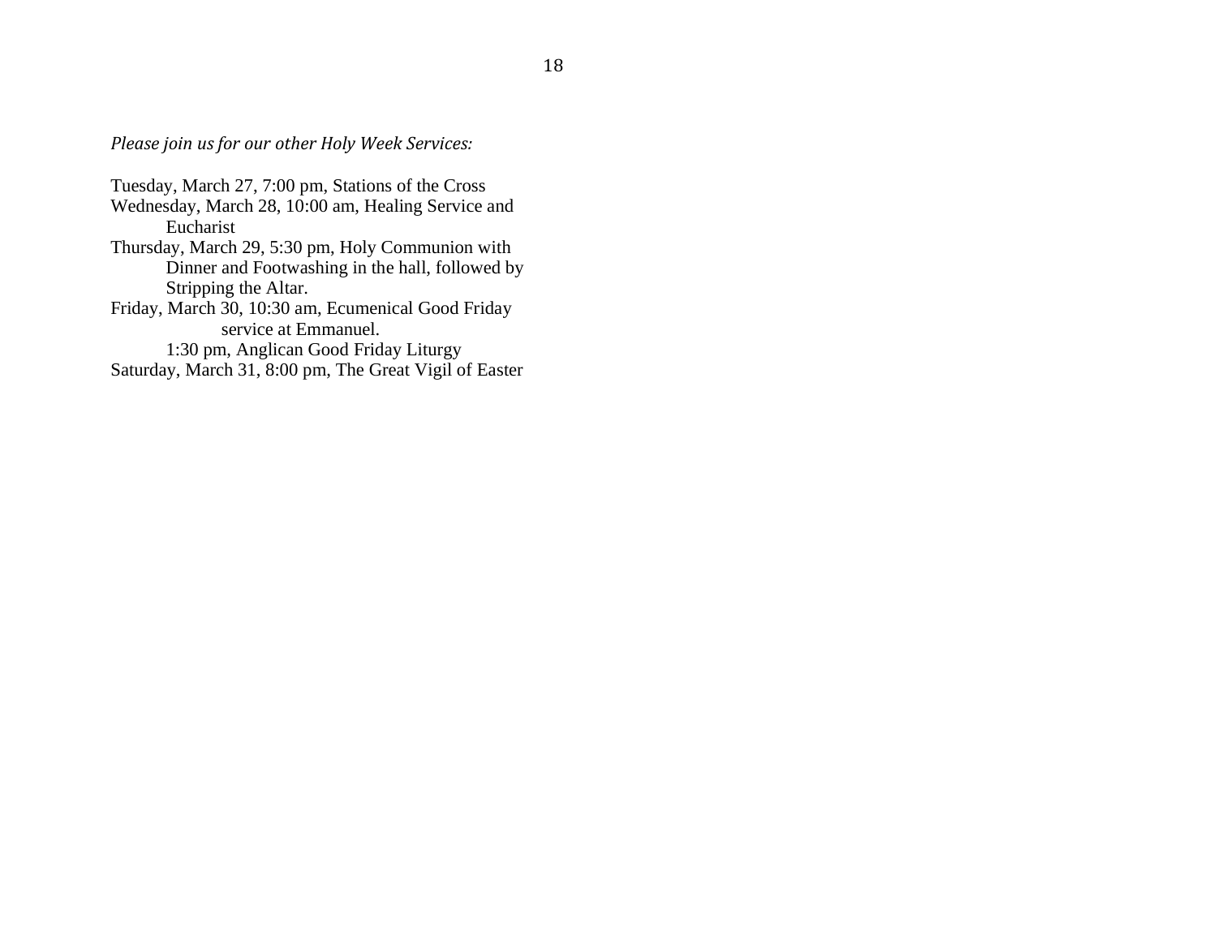*Please join us for our other Holy Week Services:*

Tuesday, March 27, 7:00 pm, Stations of the Cross
Wednesday, March 28, 10:00 am, Healing Service and Eucharist
Thursday, March 29, 5:30 pm, Holy Communion with Dinner and Footwashing in the hall, followed by Stripping the Altar.
Friday, March 30, 10:30 am, Ecumenical Good Friday service at Emmanuel.
1:30 pm, Anglican Good Friday Liturgy
Saturday, March 31, 8:00 pm, The Great Vigil of Easter